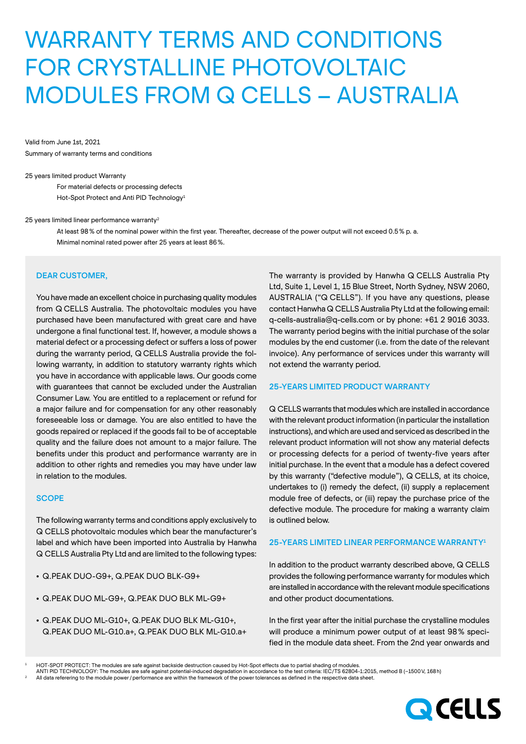# WARRANTY TERMS AND CONDITIONS FOR CRYSTALLINE PHOTOVOLTAIC MODULES FROM Q CELLS – AUSTRALIA

Valid from June 1st, 2021

Summary of warranty terms and conditions

25 years limited product Warranty

For material defects or processing defects

Hot-Spot Protect and Anti PID Technology[1]

25 years limited linear performance warranty[2]

At least 98 % of the nominal power within the first year. Thereafter, decrease of the power output will not exceed 0.5 % p. a.

Minimal nominal rated power after 25 years at least 86 %.

## DEAR CUSTOMER,

You have made an excellent choice in purchasing quality modules from Q CELLS Australia. The photovoltaic modules you have purchased have been manufactured with great care and have undergone a final functional test. If, however, a module shows a material defect or a processing defect or suffers a loss of power during the warranty period, Q CELLS Australia provide the following warranty, in addition to statutory warranty rights which you have in accordance with applicable laws. Our goods come with guarantees that cannot be excluded under the Australian Consumer Law. You are entitled to a replacement or refund for a major failure and for compensation for any other reasonably foreseeable loss or damage. You are also entitled to have the goods repaired or replaced if the goods fail to be of acceptable quality and the failure does not amount to a major failure. The benefits under this product and performance warranty are in addition to other rights and remedies you may have under law in relation to the modules.

## SCOPE

The following warranty terms and conditions apply exclusively to Q CELLS photovoltaic modules which bear the manufacturer's label and which have been imported into Australia by Hanwha Q CELLS Australia Pty Ltd and are limited to the following types:

- Q.PEAK DUO-G9+, Q.PEAK DUO BLK-G9+
- Q.PEAK DUO ML-G9+, Q.PEAK DUO BLK ML-G9+
- Q.PEAK DUO ML-G10+, Q.PEAK DUO BLK ML-G10+, Q.PEAK DUO ML-G10.a+, Q.PEAK DUO BLK ML-G10.a+

The warranty is provided by Hanwha Q CELLS Australia Pty Ltd, Suite 1, Level 1, 15 Blue Street, North Sydney, NSW 2060, AUSTRALIA ("Q CELLS"). If you have any questions, please contact Hanwha Q CELLS Australia Pty Ltd at the following email: q-cells-australia@q-cells.com or by phone: +61 2 9016 3033. The warranty period begins with the initial purchase of the solar modules by the end customer (i.e. from the date of the relevant invoice). Any performance of services under this warranty will not extend the warranty period.

## 25-YEARS LIMITED PRODUCT WARRANTY

Q CELLS warrants that modules which are installed in accordance with the relevant product information (in particular the installation instructions), and which are used and serviced as described in the relevant product information will not show any material defects or processing defects for a period of twenty-five years after initial purchase. In the event that a module has a defect covered by this warranty ("defective module"), Q CELLS, at its choice, undertakes to (i) remedy the defect, (ii) supply a replacement module free of defects, or (iii) repay the purchase price of the defective module. The procedure for making a warranty claim is outlined below.

## 25-YEARS LIMITED LINEAR PERFORMANCE WARRANTY[1]

In addition to the product warranty described above, Q CELLS provides the following performance warranty for modules which are installed in accordance with the relevant module specifications and other product documentations.

In the first year after the initial purchase the crystalline modules will produce a minimum power output of at least 98 % specified in the module data sheet. From the 2nd year onwards and

---

[1] HOT-SPOT PROTECT: The modules are safe against backside destruction caused by Hot-Spot effects due to partial shading of modules.
ANTI PID TECHNOLOGY: The modules are safe against potential-induced degradation in accordance to the test criteria: IEC/TS 62804-1:2015, method B (−1500 V, 168 h)

[2] All data referering to the module power / performance are within the framework of the power tolerances as defined in the respective data sheet.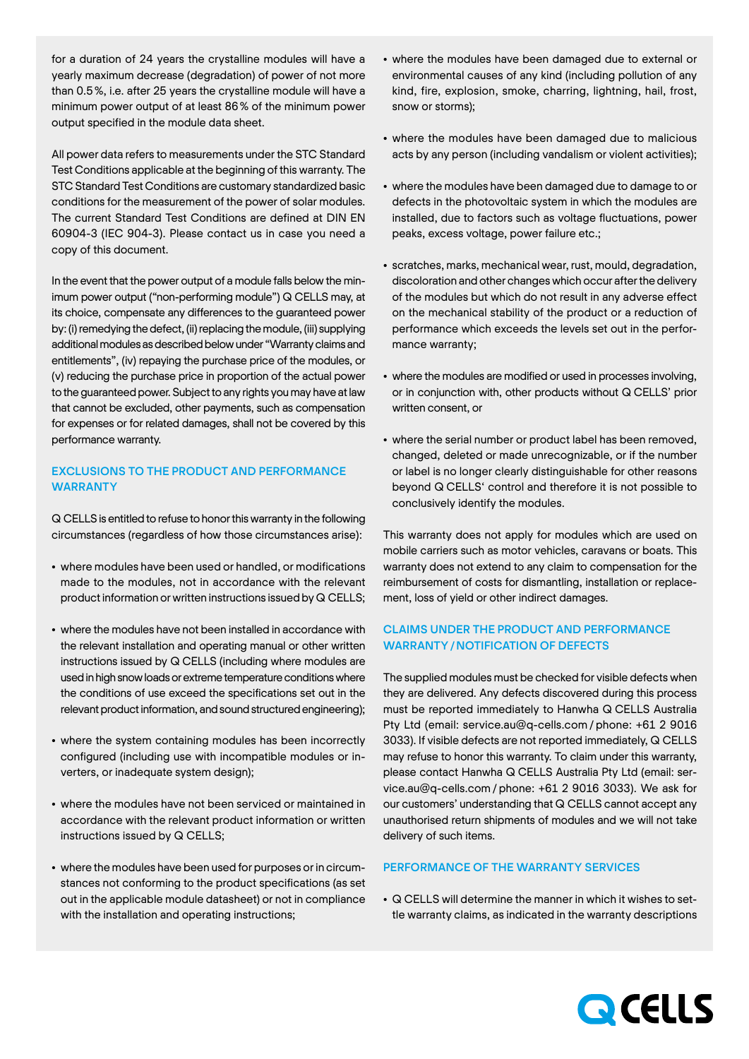for a duration of 24 years the crystalline modules will have a yearly maximum decrease (degradation) of power of not more than 0.5%, i.e. after 25 years the crystalline module will have a minimum power output of at least 86% of the minimum power output specified in the module data sheet.

All power data refers to measurements under the STC Standard Test Conditions applicable at the beginning of this warranty. The STC Standard Test Conditions are customary standardized basic conditions for the measurement of the power of solar modules. The current Standard Test Conditions are defined at DIN EN 60904-3 (IEC 904-3). Please contact us in case you need a copy of this document.

In the event that the power output of a module falls below the minimum power output ("non-performing module") Q CELLS may, at its choice, compensate any differences to the guaranteed power by: (i) remedying the defect, (ii) replacing the module, (iii) supplying additional modules as described below under "Warranty claims and entitlements", (iv) repaying the purchase price of the modules, or (v) reducing the purchase price in proportion of the actual power to the guaranteed power. Subject to any rights you may have at law that cannot be excluded, other payments, such as compensation for expenses or for related damages, shall not be covered by this performance warranty.

## EXCLUSIONS TO THE PRODUCT AND PERFORMANCE WARRANTY

Q CELLS is entitled to refuse to honor this warranty in the following circumstances (regardless of how those circumstances arise):

- where modules have been used or handled, or modifications made to the modules, not in accordance with the relevant product information or written instructions issued by Q CELLS;
- where the modules have not been installed in accordance with the relevant installation and operating manual or other written instructions issued by Q CELLS (including where modules are used in high snow loads or extreme temperature conditions where the conditions of use exceed the specifications set out in the relevant product information, and sound structured engineering);
- where the system containing modules has been incorrectly configured (including use with incompatible modules or inverters, or inadequate system design);
- where the modules have not been serviced or maintained in accordance with the relevant product information or written instructions issued by Q CELLS;
- where the modules have been used for purposes or in circumstances not conforming to the product specifications (as set out in the applicable module datasheet) or not in compliance with the installation and operating instructions;
- where the modules have been damaged due to external or environmental causes of any kind (including pollution of any kind, fire, explosion, smoke, charring, lightning, hail, frost, snow or storms);
- where the modules have been damaged due to malicious acts by any person (including vandalism or violent activities);
- where the modules have been damaged due to damage to or defects in the photovoltaic system in which the modules are installed, due to factors such as voltage fluctuations, power peaks, excess voltage, power failure etc.;
- scratches, marks, mechanical wear, rust, mould, degradation, discoloration and other changes which occur after the delivery of the modules but which do not result in any adverse effect on the mechanical stability of the product or a reduction of performance which exceeds the levels set out in the performance warranty;
- where the modules are modified or used in processes involving, or in conjunction with, other products without Q CELLS' prior written consent, or
- where the serial number or product label has been removed, changed, deleted or made unrecognizable, or if the number or label is no longer clearly distinguishable for other reasons beyond Q CELLS' control and therefore it is not possible to conclusively identify the modules.

This warranty does not apply for modules which are used on mobile carriers such as motor vehicles, caravans or boats. This warranty does not extend to any claim to compensation for the reimbursement of costs for dismantling, installation or replacement, loss of yield or other indirect damages.

## CLAIMS UNDER THE PRODUCT AND PERFORMANCE WARRANTY / NOTIFICATION OF DEFECTS

The supplied modules must be checked for visible defects when they are delivered. Any defects discovered during this process must be reported immediately to Hanwha Q CELLS Australia Pty Ltd (email: service.au@q-cells.com / phone: +61 2 9016 3033). If visible defects are not reported immediately, Q CELLS may refuse to honor this warranty. To claim under this warranty, please contact Hanwha Q CELLS Australia Pty Ltd (email: service.au@q-cells.com / phone: +61 2 9016 3033). We ask for our customers' understanding that Q CELLS cannot accept any unauthorised return shipments of modules and we will not take delivery of such items.

## PERFORMANCE OF THE WARRANTY SERVICES

- Q CELLS will determine the manner in which it wishes to settle warranty claims, as indicated in the warranty descriptions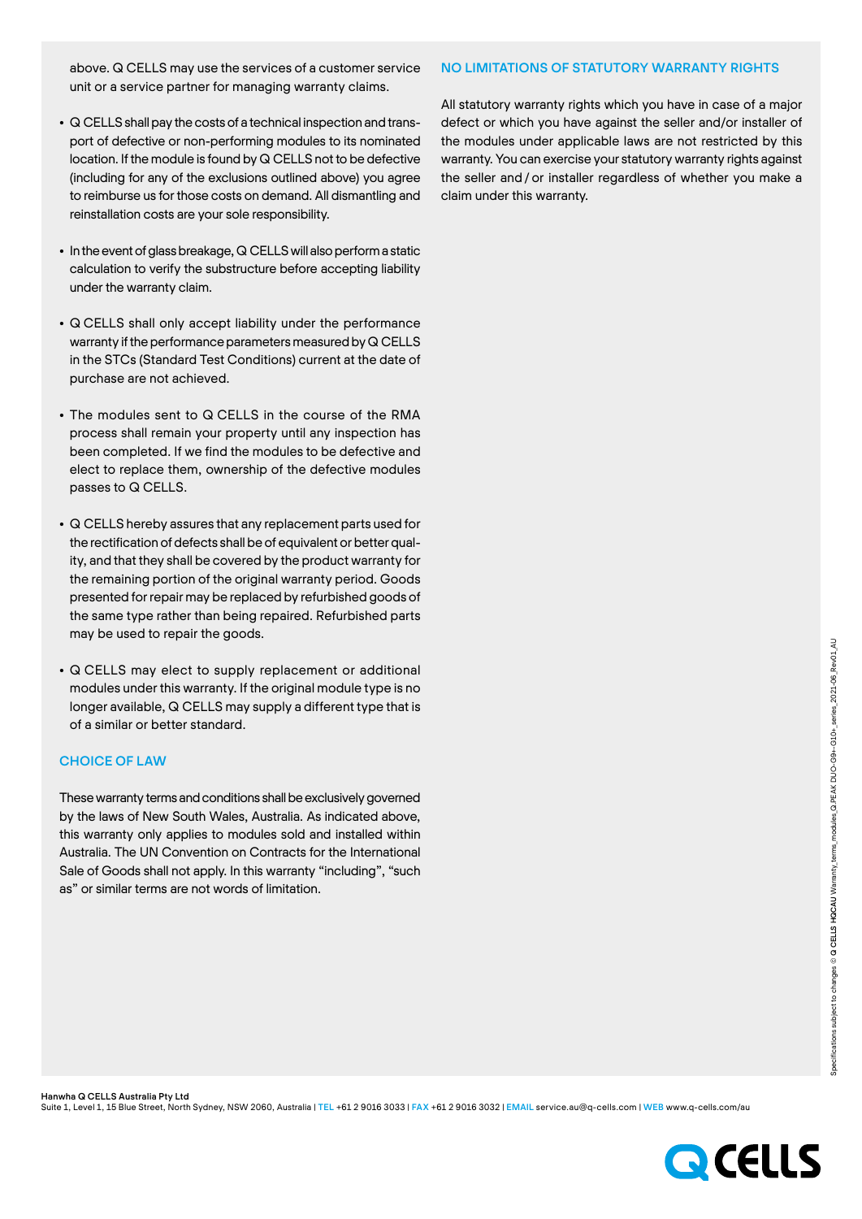above. Q CELLS may use the services of a customer service unit or a service partner for managing warranty claims.

- Q CELLS shall pay the costs of a technical inspection and transport of defective or non-performing modules to its nominated location. If the module is found by Q CELLS not to be defective (including for any of the exclusions outlined above) you agree to reimburse us for those costs on demand. All dismantling and reinstallation costs are your sole responsibility.
- In the event of glass breakage, Q CELLS will also perform a static calculation to verify the substructure before accepting liability under the warranty claim.
- Q CELLS shall only accept liability under the performance warranty if the performance parameters measured by Q CELLS in the STCs (Standard Test Conditions) current at the date of purchase are not achieved.
- The modules sent to Q CELLS in the course of the RMA process shall remain your property until any inspection has been completed. If we find the modules to be defective and elect to replace them, ownership of the defective modules passes to Q CELLS.
- Q CELLS hereby assures that any replacement parts used for the rectification of defects shall be of equivalent or better quality, and that they shall be covered by the product warranty for the remaining portion of the original warranty period. Goods presented for repair may be replaced by refurbished goods of the same type rather than being repaired. Refurbished parts may be used to repair the goods.
- Q CELLS may elect to supply replacement or additional modules under this warranty. If the original module type is no longer available, Q CELLS may supply a different type that is of a similar or better standard.

## CHOICE OF LAW

These warranty terms and conditions shall be exclusively governed by the laws of New South Wales, Australia. As indicated above, this warranty only applies to modules sold and installed within Australia. The UN Convention on Contracts for the International Sale of Goods shall not apply. In this warranty "including", "such as" or similar terms are not words of limitation.

## NO LIMITATIONS OF STATUTORY WARRANTY RIGHTS

All statutory warranty rights which you have in case of a major defect or which you have against the seller and/or installer of the modules under applicable laws are not restricted by this warranty. You can exercise your statutory warranty rights against the seller and / or installer regardless of whether you make a claim under this warranty.

Specifications subject to changes © Q CELLS HQCAU Warranty_terms_modules_Q.PEAK DUO-G9+-G10+_series_2021-06_Rev01_AU

**Hanwha Q CELLS Australia Pty Ltd**
Suite 1, Level 1, 15 Blue Street, North Sydney, NSW 2060, Australia | TEL +61 2 9016 3033 | FAX +61 2 9016 3032 | EMAIL service.au@q-cells.com | WEB www.q-cells.com/au

Q CELLS